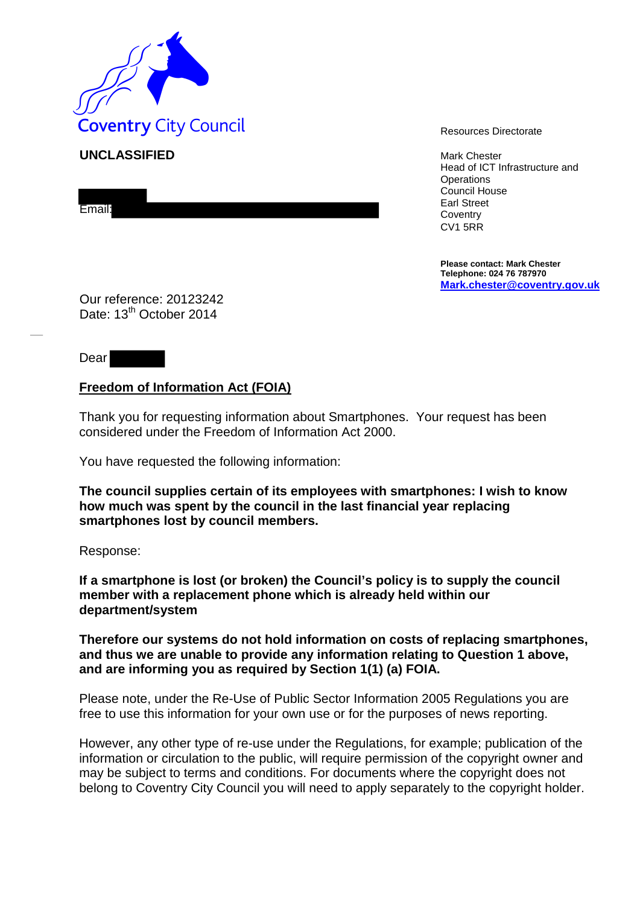Coventry City Council

**UNCLASSIFIED**

Email:

Resources Directorate

Mark Chester
Head of ICT Infrastructure and Operations
Council House
Earl Street
Coventry
CV1 5RR

**Please contact: Mark Chester**
**Telephone: 024 76 787970**
**Mark.chester@coventry.gov.uk**

Our reference: 20123242
Date: 13th October 2014

Dear

**Freedom of Information Act (FOIA)**

Thank you for requesting information about Smartphones. Your request has been considered under the Freedom of Information Act 2000.

You have requested the following information:

**The council supplies certain of its employees with smartphones: I wish to know how much was spent by the council in the last financial year replacing smartphones lost by council members.**

Response:

**If a smartphone is lost (or broken) the Council's policy is to supply the council member with a replacement phone which is already held within our department/system**

**Therefore our systems do not hold information on costs of replacing smartphones, and thus we are unable to provide any information relating to Question 1 above, and are informing you as required by Section 1(1) (a) FOIA.**

Please note, under the Re-Use of Public Sector Information 2005 Regulations you are free to use this information for your own use or for the purposes of news reporting.

However, any other type of re-use under the Regulations, for example; publication of the information or circulation to the public, will require permission of the copyright owner and may be subject to terms and conditions. For documents where the copyright does not belong to Coventry City Council you will need to apply separately to the copyright holder.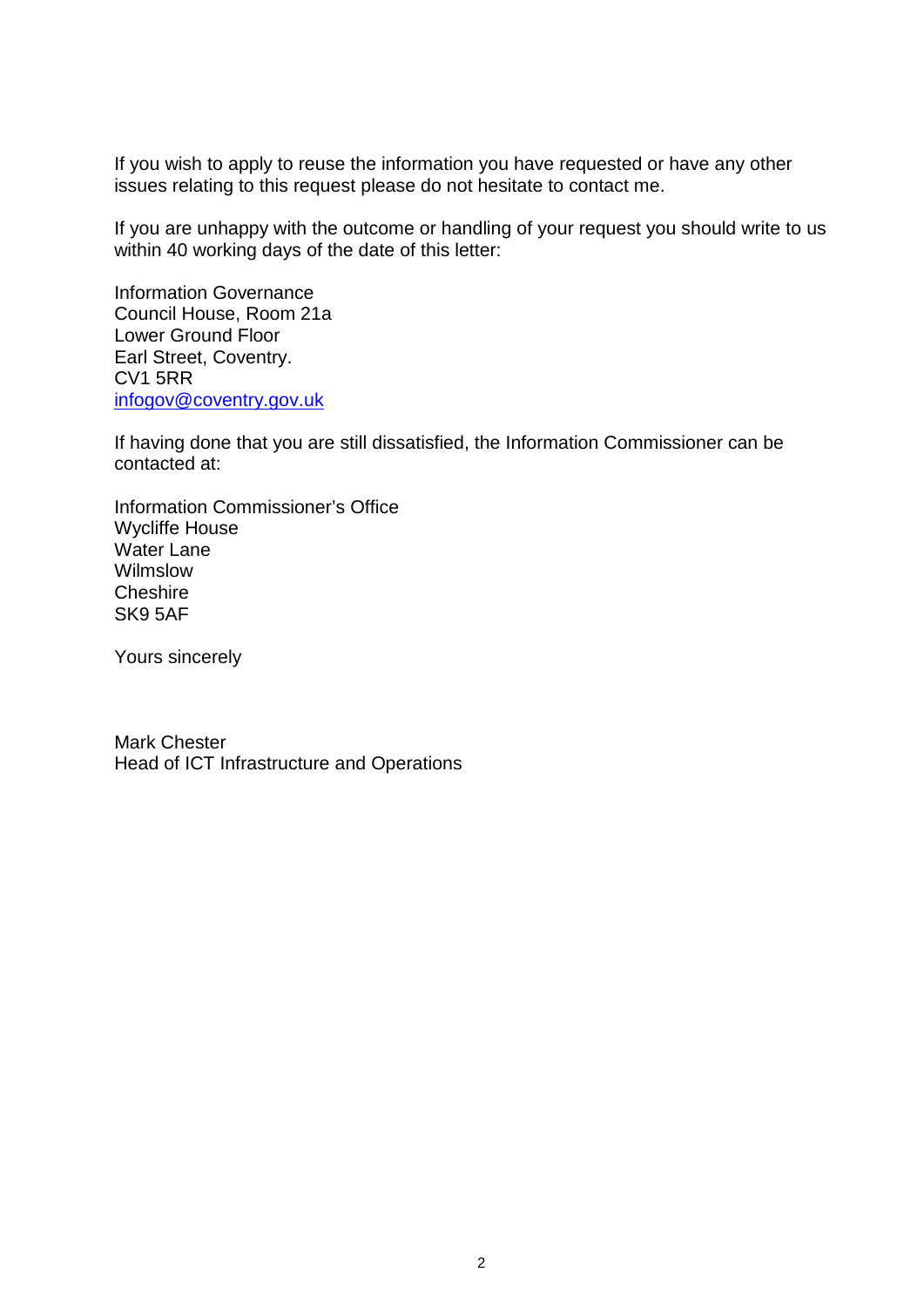If you wish to apply to reuse the information you have requested or have any other issues relating to this request please do not hesitate to contact me.

If you are unhappy with the outcome or handling of your request you should write to us within 40 working days of the date of this letter:

Information Governance  
Council House, Room 21a  
Lower Ground Floor  
Earl Street, Coventry.  
CV1 5RR  
infogov@coventry.gov.uk

If having done that you are still dissatisfied, the Information Commissioner can be contacted at:

Information Commissioner's Office  
Wycliffe House  
Water Lane  
Wilmslow  
Cheshire  
SK9 5AF

Yours sincerely

Mark Chester  
Head of ICT Infrastructure and Operations